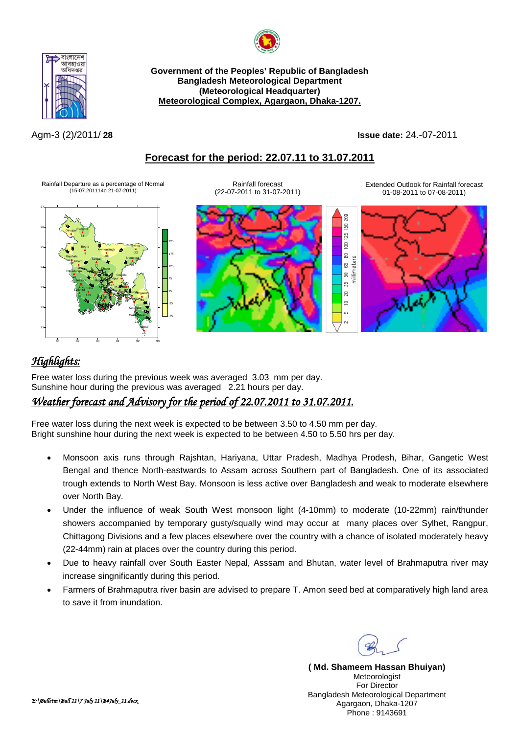**Government of the Peoples' Republic of Bangladesh**
**Bangladesh Meteorological Department**
**(Meteorological Headquarter)**
**Meteorological Complex, Agargaon, Dhaka-1207.**

Agm-3 (2)/2011/ **28** **Issue date:** 24.-07-2011

## Forecast for the period: 22.07.11 to 31.07.2011

Rainfall Departure as a percentage of Normal (15-07.201114o 21-07-2011)

Rainfall forecast (22-07-2011 to 31-07-2011)

Extended Outlook for Rainfall forecast 01-08-2011 to 07-08-2011)

## *Highlights:*

Free water loss during the previous week was averaged 3.03 mm per day.
Sunshine hour during the previous was averaged 2.21 hours per day.

### *Weather forecast and Advisory for the period of 22.07.2011 to 31.07.2011.*

Free water loss during the next week is expected to be between 3.50 to 4.50 mm per day.
Bright sunshine hour during the next week is expected to be between 4.50 to 5.50 hrs per day.

- Monsoon axis runs through Rajshtan, Hariyana, Uttar Pradesh, Madhya Prodesh, Bihar, Gangetic West Bengal and thence North-eastwards to Assam across Southern part of Bangladesh. One of its associated trough extends to North West Bay. Monsoon is less active over Bangladesh and weak to moderate elsewhere over North Bay.
- Under the influence of weak South West monsoon light (4-10mm) to moderate (10-22mm) rain/thunder showers accompanied by temporary gusty/squally wind may occur at many places over Sylhet, Rangpur, Chittagong Divisions and a few places elsewhere over the country with a chance of isolated moderately heavy (22-44mm) rain at places over the country during this period.
- Due to heavy rainfall over South Easter Nepal, Asssam and Bhutan, water level of Brahmaputra river may increase singnificantly during this period.
- Farmers of Brahmaputra river basin are advised to prepare T. Amon seed bed at comparatively high land area to save it from inundation.

**( Md. Shameem Hassan Bhuiyan)**
Meteorologist
For Director
Bangladesh Meteorological Department
Agargaon, Dhaka-1207
Phone : 9143691

*E:\Bulletin\Bull 11\7 July 11\B4July_11.docx*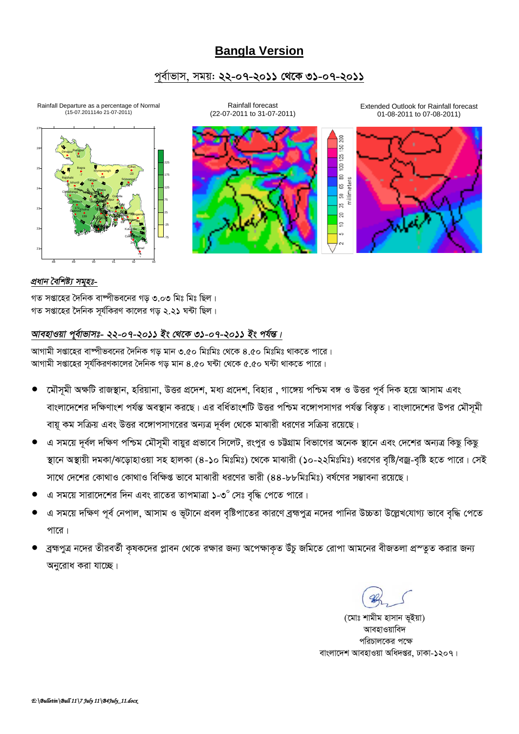# Bangla Version

## পূর্বাভাস, সময়: ২২-০৭-২০১১ থেকে ৩১-০৭-২০১১

Rainfall Departure as a percentage of Normal (15-07.2011to 21-07-2011)

Rainfall forecast (22-07-2011 to 31-07-2011)

Extended Outlook for Rainfall forecast 01-08-2011 to 07-08-2011)

### *প্রধান বৈশিষ্ট্য সমূহঃ-*

গত সপ্তাহের দৈনিক বাষ্পীভবনের গড় ৩.০৩ মিঃ মিঃ ছিল।
গত সপ্তাহের দৈনিক সূর্যকিরণ কালের গড় ২.২১ ঘন্টা ছিল।

### *আবহাওয়া পূর্বাভাসঃ- ২২-০৭-২০১১ ইং থেকে ৩১-০৭-২০১১ ইং পর্যন্ত।*

আগামী সপ্তাহের বাষ্পীভবনের দৈনিক গড় মান ৩.৫০ মিঃমিঃ থেকে ৪.৫০ মিঃমিঃ থাকতে পারে।
আগামী সপ্তাহের সূর্যকিরণকালের দৈনিক গড় মান ৪.৫০ ঘন্টা থেকে ৫.৫০ ঘন্টা থাকতে পারে।

- মৌসুমী অক্ষটি রাজস্থান, হরিয়ানা, উত্তর প্রদেশ, মধ্য প্রদেশ, বিহার , গাঙ্গেয় পশ্চিম বঙ্গ ও উত্তর পূর্ব দিক হয়ে আসাম এবং বাংলাদেশের দক্ষিণাংশ পর্যন্ত অবস্থান করছে। এর বর্ধিতাংশটি উত্তর পশ্চিম বঙ্গোপসাগর পর্যন্ত বিস্তৃত। বাংলাদেশের উপর মৌসুমী বায়ু কম সক্রিয় এবং উত্তর বঙ্গোপসাগরের অন্যত্র দূর্বল থেকে মাঝারী ধরণের সক্রিয় রয়েছে।
- এ সময়ে দূর্বল দক্ষিণ পশ্চিম মৌসুমী বায়ুর প্রভাবে সিলেট, রংপুর ও চট্টগ্রাম বিভাগের অনেক স্থানে এবং দেশের অন্যত্র কিছু কিছু স্থানে অস্থায়ী দমকা/ঝড়োহাওয়া সহ হালকা (৪-১০ মিঃমিঃ) থেকে মাঝারী (১০-২২মিঃমিঃ) ধরণের বৃষ্টি/বজ্র-বৃষ্টি হতে পারে। সেই সাথে দেশের কোথাও কোথাও বিক্ষিপ্ত ভাবে মাঝারী ধরণের ভারী (৪৪-৮৮মিঃমিঃ) বর্ষণের সম্ভাবনা রয়েছে।
- এ সময়ে সারাদেশের দিন এবং রাতের তাপমাত্রা ১-৩° সেঃ বৃদ্ধি পেতে পারে।
- এ সময়ে দক্ষিণ পূর্ব নেপাল, আসাম ও ভূটানে প্রবল বৃষ্টিপাতের কারণে ব্রহ্মপুত্র নদের পানির উচ্চতা উল্লেখযোগ্য ভাবে বৃদ্ধি পেতে পারে।
- ব্রহ্মপুত্র নদের তীরবর্তী কৃষকদের প্লাবন থেকে রক্ষার জন্য অপেক্ষাকৃত উঁচু জমিতে রোপা আমনের বীজতলা প্রস্তুত করার জন্য অনুরোধ করা যাচ্ছে।

(মোঃ শামীম হাসান ভূইয়া)
আবহাওয়াবিদ
পরিচালকের পক্ষে
বাংলাদেশ আবহাওয়া অধিদপ্তর, ঢাকা-১২০৭।

*E:\Bulletin\Bull 11\7 July 11\B4July_11.docx*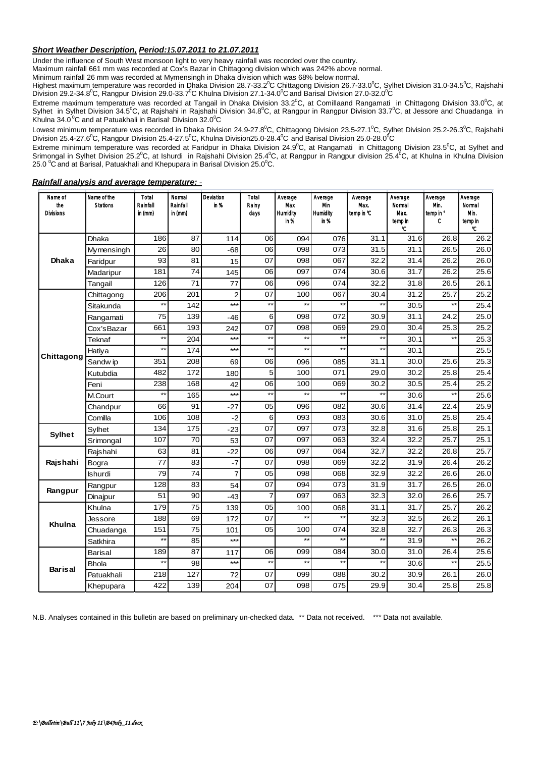***Short Weather Description, Period:15.07.2011 to 21.07.2011***

Under the influence of South West monsoon light to very heavy rainfall was recorded over the country.

Maximum rainfall 661 mm was recorded at Cox's Bazar in Chittagong division which was 242% above normal.

Minimum rainfall 26 mm was recorded at Mymensingh in Dhaka division which was 68% below normal.

Highest maximum temperature was recorded in Dhaka Division 28.7-33.2$^0$C Chittagong Division 26.7-33.0$^0$C, Sylhet Division 31.0-34.5$^0$C, Rajshahi Division 29.2-34.8$^0$C, Rangpur Division 29.0-33.7$^0$C Khulna Division 27.1-34.0$^0$C and Barisal Division 27.0-32.0$^0$C

Extreme maximum temperature was recorded at Tangail in Dhaka Division 33.2$^0$C, at Comillaand Rangamati in Chittagong Division 33.0$^0$C, at Sylhet in Sylhet Division 34.5$^0$C, at Rajshahi in Rajshahi Division 34.8$^0$C, at Rangpur in Rangpur Division 33.7$^0$C, at Jessore and Chuadanga in Khulna 34.0$^0$C and at Patuakhali in Barisal Division 32.0$^0$C

Lowest minimum temperature was recorded in Dhaka Division 24.9-27.8$^0$C, Chittagong Division 23.5-27.1$^0$C, Sylhet Division 25.2-26.3$^0$C, Rajshahi Division 25.4-27.6$^0$C, Rangpur Division 25.4-27.5$^0$C, Khulna Division25.0-28.4$^0$C and Barisal Division 25.0-28.0$^0$C

Extreme minimum temperature was recorded at Faridpur in Dhaka Division 24.9$^0$C, at Rangamati in Chittagong Division 23.5$^0$C, at Sylhet and Srimongal in Sylhet Division 25.2$^0$C, at Ishurdi in Rajshahi Division 25.4$^0$C, at Rangpur in Rangpur division 25.4$^0$C, at Khulna in Khulna Division 25.0 $^0$C and at Barisal, Patuakhali and Khepupara in Barisal Division 25.0$^0$C.

***Rainfall analysis and average temperature: -***

| Name of the Divisions | Name of the Stations | Total Rainfall in (mm) | Normal Rainfall in (mm) | Deviation in % | Total Rainy days | Average Max Humidity in % | Average Min Humidity in % | Average Max. temp in °C | Average Normal Max. temp in °C | Average Min. temp in ° C | Average Normal Min. temp in °C |
|---|---|---|---|---|---|---|---|---|---|---|---|
| Dhaka | Dhaka | 186 | 87 | 114 | 06 | 094 | 076 | 31.1 | 31.6 | 26.8 | 26.2 |
| | Mymensingh | 26 | 80 | -68 | 06 | 098 | 073 | 31.5 | 31.1 | 26.5 | 26.0 |
| | Faridpur | 93 | 81 | 15 | 07 | 098 | 067 | 32.2 | 31.4 | 26.2 | 26.0 |
| | Madaripur | 181 | 74 | 145 | 06 | 097 | 074 | 30.6 | 31.7 | 26.2 | 25.6 |
| | Tangail | 126 | 71 | 77 | 06 | 096 | 074 | 32.2 | 31.8 | 26.5 | 26.1 |
| Chittagong | Chittagong | 206 | 201 | 2 | 07 | 100 | 067 | 30.4 | 31.2 | 25.7 | 25.2 |
| | Sitakunda | ** | 142 | *** | ** | ** | ** | ** | 30.5 | ** | 25.4 |
| | Rangamati | 75 | 139 | -46 | 6 | 098 | 072 | 30.9 | 31.1 | 24.2 | 25.0 |
| | Cox'sBazar | 661 | 193 | 242 | 07 | 098 | 069 | 29.0 | 30.4 | 25.3 | 25.2 |
| | Teknaf | ** | 204 | *** | ** | ** | ** | ** | 30.1 | ** | 25.3 |
| | Hatiya | ** | 174 | *** | ** | ** | ** | ** | 30.1 | | 25.5 |
| | Sandw ip | 351 | 208 | 69 | 06 | 096 | 085 | 31.1 | 30.0 | 25.6 | 25.3 |
| | Kutubdia | 482 | 172 | 180 | 5 | 100 | 071 | 29.0 | 30.2 | 25.8 | 25.4 |
| | Feni | 238 | 168 | 42 | 06 | 100 | 069 | 30.2 | 30.5 | 25.4 | 25.2 |
| | M.Court | ** | 165 | *** | ** | ** | ** | ** | 30.6 | ** | 25.6 |
| | Chandpur | 66 | 91 | -27 | 05 | 096 | 082 | 30.6 | 31.4 | 22.4 | 25.9 |
| | Comilla | 106 | 108 | -2 | 6 | 093 | 083 | 30.6 | 31.0 | 25.8 | 25.4 |
| Sylhet | Sylhet | 134 | 175 | -23 | 07 | 097 | 073 | 32.8 | 31.6 | 25.8 | 25.1 |
| | Srimongal | 107 | 70 | 53 | 07 | 097 | 063 | 32.4 | 32.2 | 25.7 | 25.1 |
| Rajshahi | Rajshahi | 63 | 81 | -22 | 06 | 097 | 064 | 32.7 | 32.2 | 26.8 | 25.7 |
| | Bogra | 77 | 83 | -7 | 07 | 098 | 069 | 32.2 | 31.9 | 26.4 | 26.2 |
| | Ishurdi | 79 | 74 | 7 | 05 | 098 | 068 | 32.9 | 32.2 | 26.6 | 26.0 |
| Rangpur | Rangpur | 128 | 83 | 54 | 07 | 094 | 073 | 31.9 | 31.7 | 26.5 | 26.0 |
| | Dinajpur | 51 | 90 | -43 | 7 | 097 | 063 | 32.3 | 32.0 | 26.6 | 25.7 |
| Khulna | Khulna | 179 | 75 | 139 | 05 | 100 | 068 | 31.1 | 31.7 | 25.7 | 26.2 |
| | Jessore | 188 | 69 | 172 | 07 | ** | ** | 32.3 | 32.5 | 26.2 | 26.1 |
| | Chuadanga | 151 | 75 | 101 | 05 | 100 | 074 | 32.8 | 32.7 | 26.3 | 26.3 |
| | Satkhira | ** | 85 | *** | | ** | ** | ** | 31.9 | ** | 26.2 |
| Barisal | Barisal | 189 | 87 | 117 | 06 | 099 | 084 | 30.0 | 31.0 | 26.4 | 25.6 |
| | Bhola | ** | 98 | *** | ** | ** | ** | ** | 30.6 | ** | 25.5 |
| | Patuakhali | 218 | 127 | 72 | 07 | 099 | 088 | 30.2 | 30.9 | 26.1 | 26.0 |
| | Khepupara | 422 | 139 | 204 | 07 | 098 | 075 | 29.9 | 30.4 | 25.8 | 25.8 |

N.B. Analyses contained in this bulletin are based on preliminary un-checked data. ** Data not received. *** Data not available.

*E:\Bulletin\Bull 11\7 July 11\B4July_11.docx*